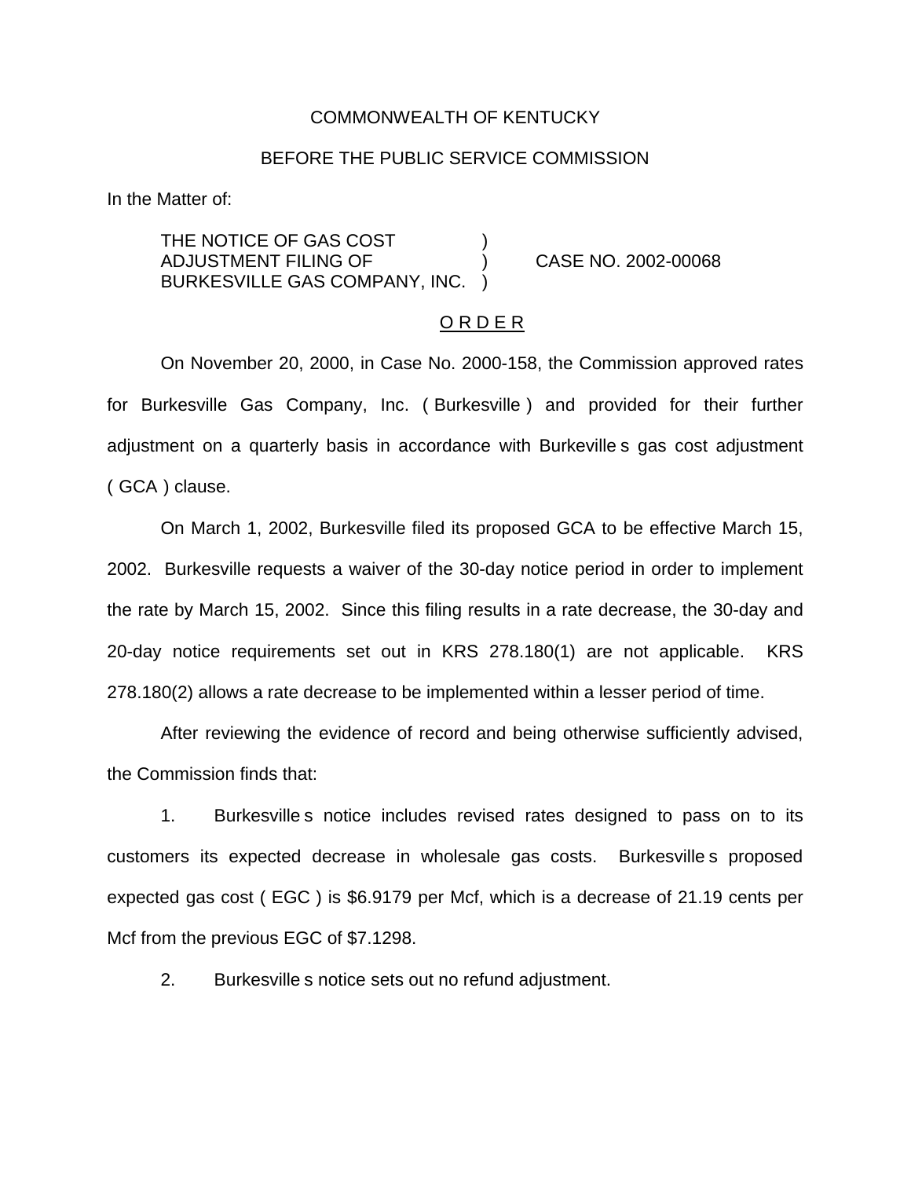COMMONWEALTH OF KENTUCKY

BEFORE THE PUBLIC SERVICE COMMISSION

In the Matter of:

THE NOTICE OF GAS COST ADJUSTMENT FILING OF BURKESVILLE GAS COMPANY, INC. ) CASE NO. 2002-00068

O R D E R

On November 20, 2000, in Case No. 2000-158, the Commission approved rates for Burkesville Gas Company, Inc. ( Burkesville ) and provided for their further adjustment on a quarterly basis in accordance with Burkeville s gas cost adjustment ( GCA ) clause.

On March 1, 2002, Burkesville filed its proposed GCA to be effective March 15, 2002. Burkesville requests a waiver of the 30-day notice period in order to implement the rate by March 15, 2002. Since this filing results in a rate decrease, the 30-day and 20-day notice requirements set out in KRS 278.180(1) are not applicable. KRS 278.180(2) allows a rate decrease to be implemented within a lesser period of time.

After reviewing the evidence of record and being otherwise sufficiently advised, the Commission finds that:

1. Burkesville s notice includes revised rates designed to pass on to its customers its expected decrease in wholesale gas costs. Burkesville s proposed expected gas cost ( EGC ) is $6.9179 per Mcf, which is a decrease of 21.19 cents per Mcf from the previous EGC of $7.1298.

2. Burkesville s notice sets out no refund adjustment.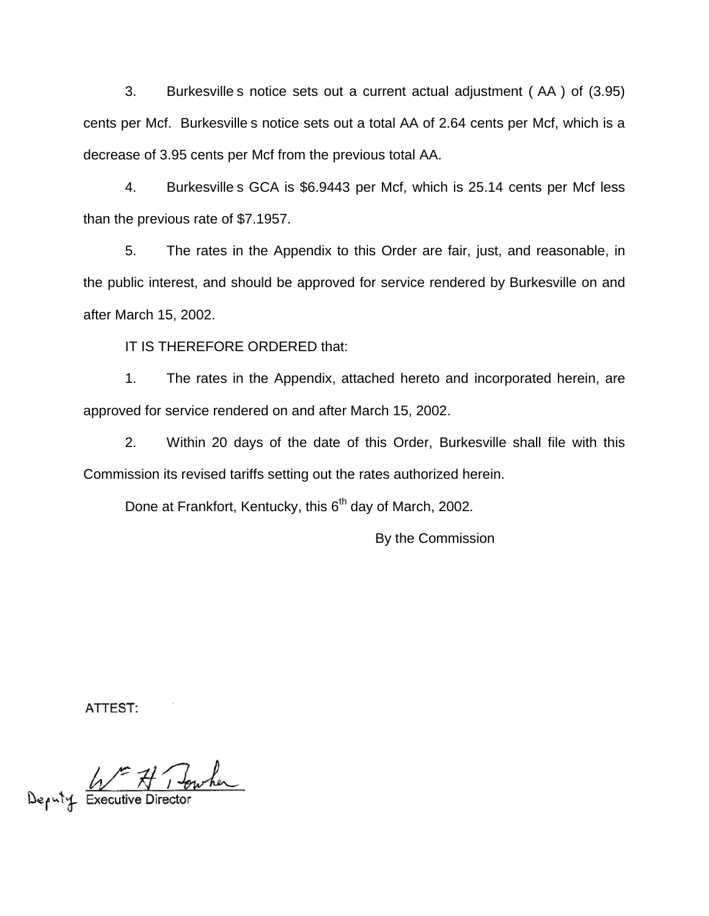3. Burkesville s notice sets out a current actual adjustment ( AA ) of (3.95) cents per Mcf. Burkesville s notice sets out a total AA of 2.64 cents per Mcf, which is a decrease of 3.95 cents per Mcf from the previous total AA.

4. Burkesville s GCA is $6.9443 per Mcf, which is 25.14 cents per Mcf less than the previous rate of $7.1957.

5. The rates in the Appendix to this Order are fair, just, and reasonable, in the public interest, and should be approved for service rendered by Burkesville on and after March 15, 2002.

IT IS THEREFORE ORDERED that:

1. The rates in the Appendix, attached hereto and incorporated herein, are approved for service rendered on and after March 15, 2002.

2. Within 20 days of the date of this Order, Burkesville shall file with this Commission its revised tariffs setting out the rates authorized herein.

Done at Frankfort, Kentucky, this 6th day of March, 2002.

By the Commission

ATTEST:

Deputy Executive Director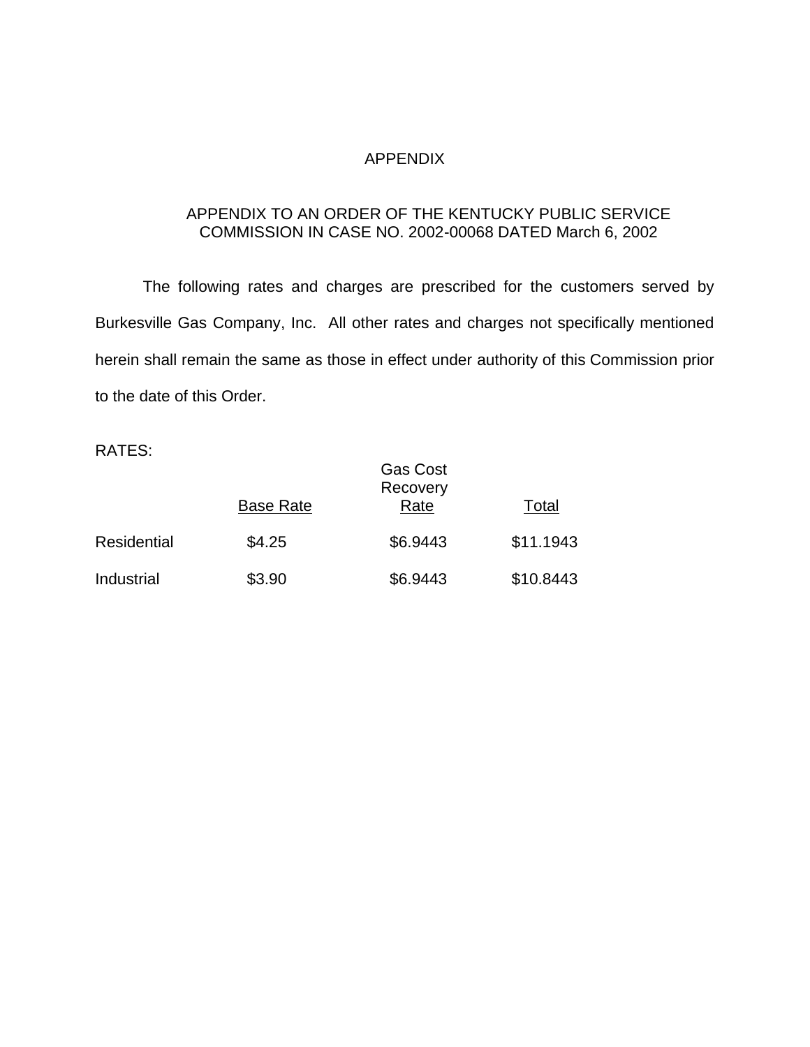# APPENDIX

APPENDIX TO AN ORDER OF THE KENTUCKY PUBLIC SERVICE COMMISSION IN CASE NO. 2002-00068 DATED March 6, 2002

The following rates and charges are prescribed for the customers served by Burkesville Gas Company, Inc. All other rates and charges not specifically mentioned herein shall remain the same as those in effect under authority of this Commission prior to the date of this Order.

RATES:

| | Base Rate | Gas Cost Recovery Rate | Total |
|---|---|---|---|
| Residential | $4.25 | $6.9443 | $11.1943 |
| Industrial | $3.90 | $6.9443 | $10.8443 |